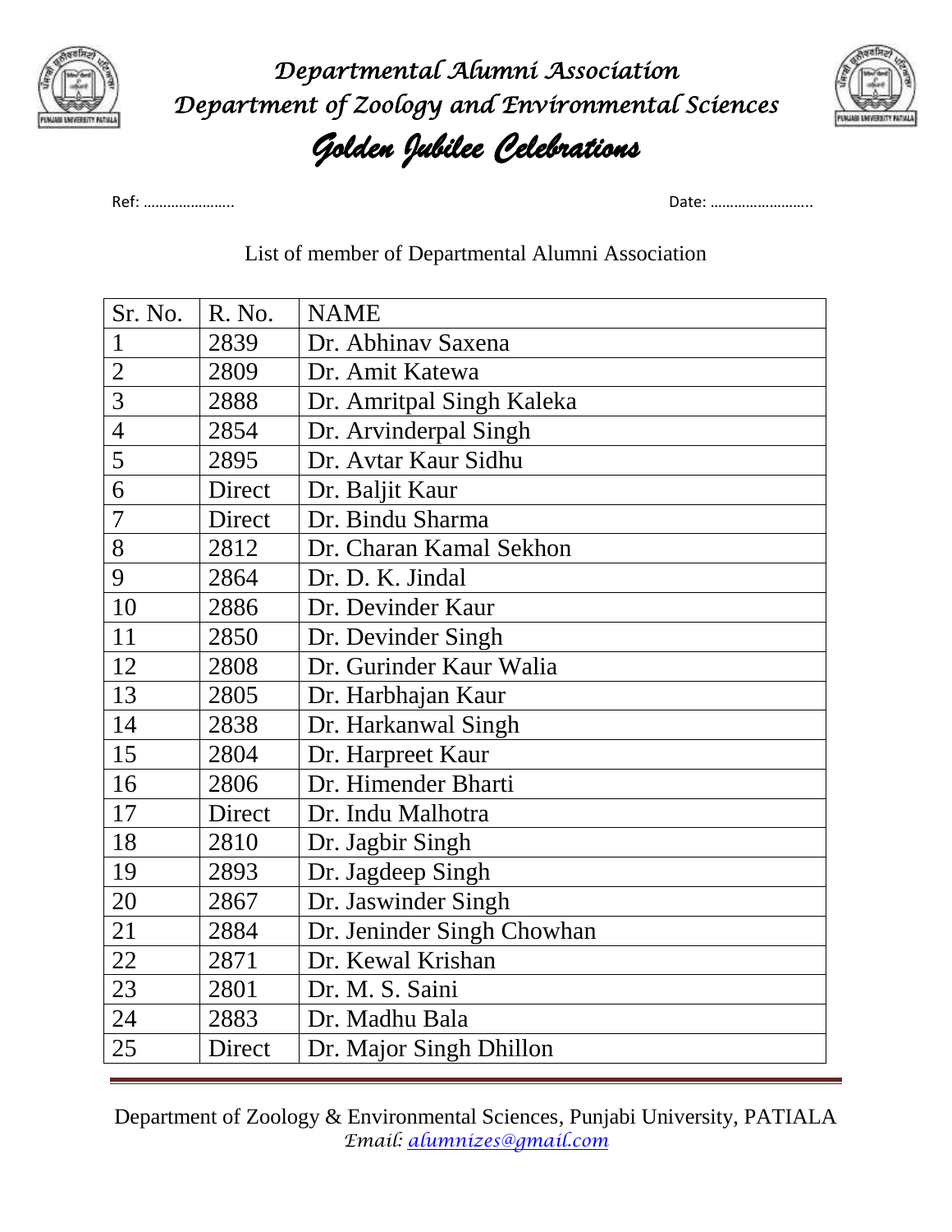# Departmental Alumni Association

## Department of Zoology and Environmental Sciences

## Golden Jubilee Celebrations

Ref: …………………. Date: …………………….

List of member of Departmental Alumni Association

| Sr. No. | R. No. | NAME |
|---|---|---|
| 1 | 2839 | Dr. Abhinav Saxena |
| 2 | 2809 | Dr. Amit Katewa |
| 3 | 2888 | Dr. Amritpal Singh Kaleka |
| 4 | 2854 | Dr. Arvinderpal Singh |
| 5 | 2895 | Dr. Avtar Kaur Sidhu |
| 6 | Direct | Dr. Baljit Kaur |
| 7 | Direct | Dr. Bindu Sharma |
| 8 | 2812 | Dr. Charan Kamal Sekhon |
| 9 | 2864 | Dr. D. K. Jindal |
| 10 | 2886 | Dr. Devinder Kaur |
| 11 | 2850 | Dr. Devinder Singh |
| 12 | 2808 | Dr. Gurinder Kaur Walia |
| 13 | 2805 | Dr. Harbhajan Kaur |
| 14 | 2838 | Dr. Harkanwal Singh |
| 15 | 2804 | Dr. Harpreet Kaur |
| 16 | 2806 | Dr. Himender Bharti |
| 17 | Direct | Dr. Indu Malhotra |
| 18 | 2810 | Dr. Jagbir Singh |
| 19 | 2893 | Dr. Jagdeep Singh |
| 20 | 2867 | Dr. Jaswinder Singh |
| 21 | 2884 | Dr. Jeninder Singh Chowhan |
| 22 | 2871 | Dr. Kewal Krishan |
| 23 | 2801 | Dr. M. S. Saini |
| 24 | 2883 | Dr. Madhu Bala |
| 25 | Direct | Dr. Major Singh Dhillon |

Department of Zoology & Environmental Sciences, Punjabi University, PATIALA
*Email: alumnizes@gmail.com*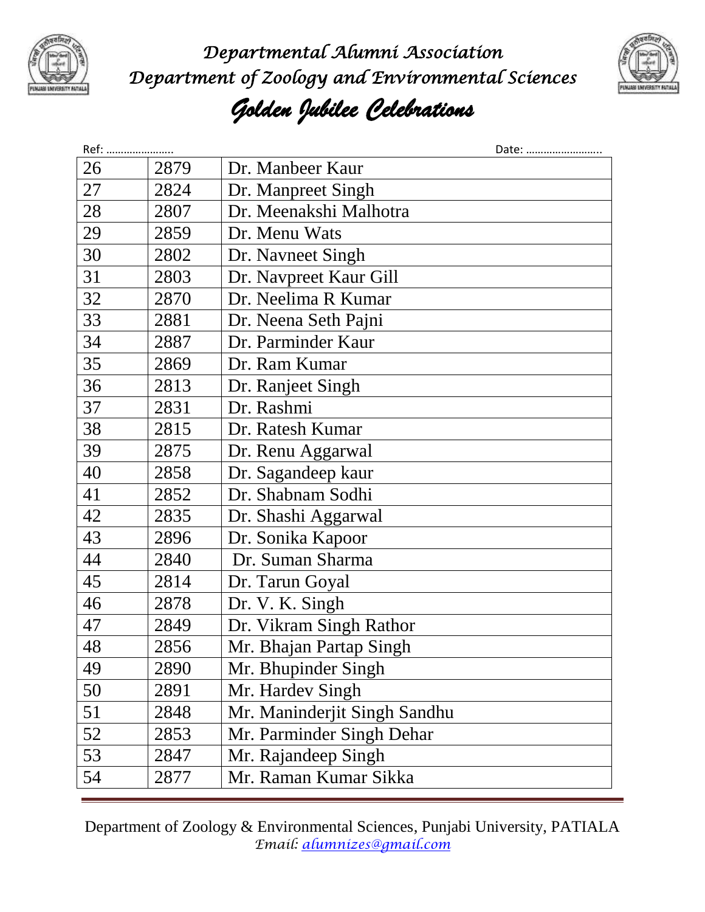# Departmental Alumni Association
## Department of Zoology and Environmental Sciences
## *Golden Jubilee Celebrations*

Ref: …………………. Date: …………………….

| | | |
|---|---|---|
| 26 | 2879 | Dr. Manbeer Kaur |
| 27 | 2824 | Dr. Manpreet Singh |
| 28 | 2807 | Dr. Meenakshi Malhotra |
| 29 | 2859 | Dr. Menu Wats |
| 30 | 2802 | Dr. Navneet Singh |
| 31 | 2803 | Dr. Navpreet Kaur Gill |
| 32 | 2870 | Dr. Neelima R Kumar |
| 33 | 2881 | Dr. Neena Seth Pajni |
| 34 | 2887 | Dr. Parminder Kaur |
| 35 | 2869 | Dr. Ram Kumar |
| 36 | 2813 | Dr. Ranjeet Singh |
| 37 | 2831 | Dr. Rashmi |
| 38 | 2815 | Dr. Ratesh Kumar |
| 39 | 2875 | Dr. Renu Aggarwal |
| 40 | 2858 | Dr. Sagandeep kaur |
| 41 | 2852 | Dr. Shabnam Sodhi |
| 42 | 2835 | Dr. Shashi Aggarwal |
| 43 | 2896 | Dr. Sonika Kapoor |
| 44 | 2840 | Dr. Suman Sharma |
| 45 | 2814 | Dr. Tarun Goyal |
| 46 | 2878 | Dr. V. K. Singh |
| 47 | 2849 | Dr. Vikram Singh Rathor |
| 48 | 2856 | Mr. Bhajan Partap Singh |
| 49 | 2890 | Mr. Bhupinder Singh |
| 50 | 2891 | Mr. Hardev Singh |
| 51 | 2848 | Mr. Maninderjit Singh Sandhu |
| 52 | 2853 | Mr. Parminder Singh Dehar |
| 53 | 2847 | Mr. Rajandeep Singh |
| 54 | 2877 | Mr. Raman Kumar Sikka |

Department of Zoology & Environmental Sciences, Punjabi University, PATIALA
*Email: alumnizes@gmail.com*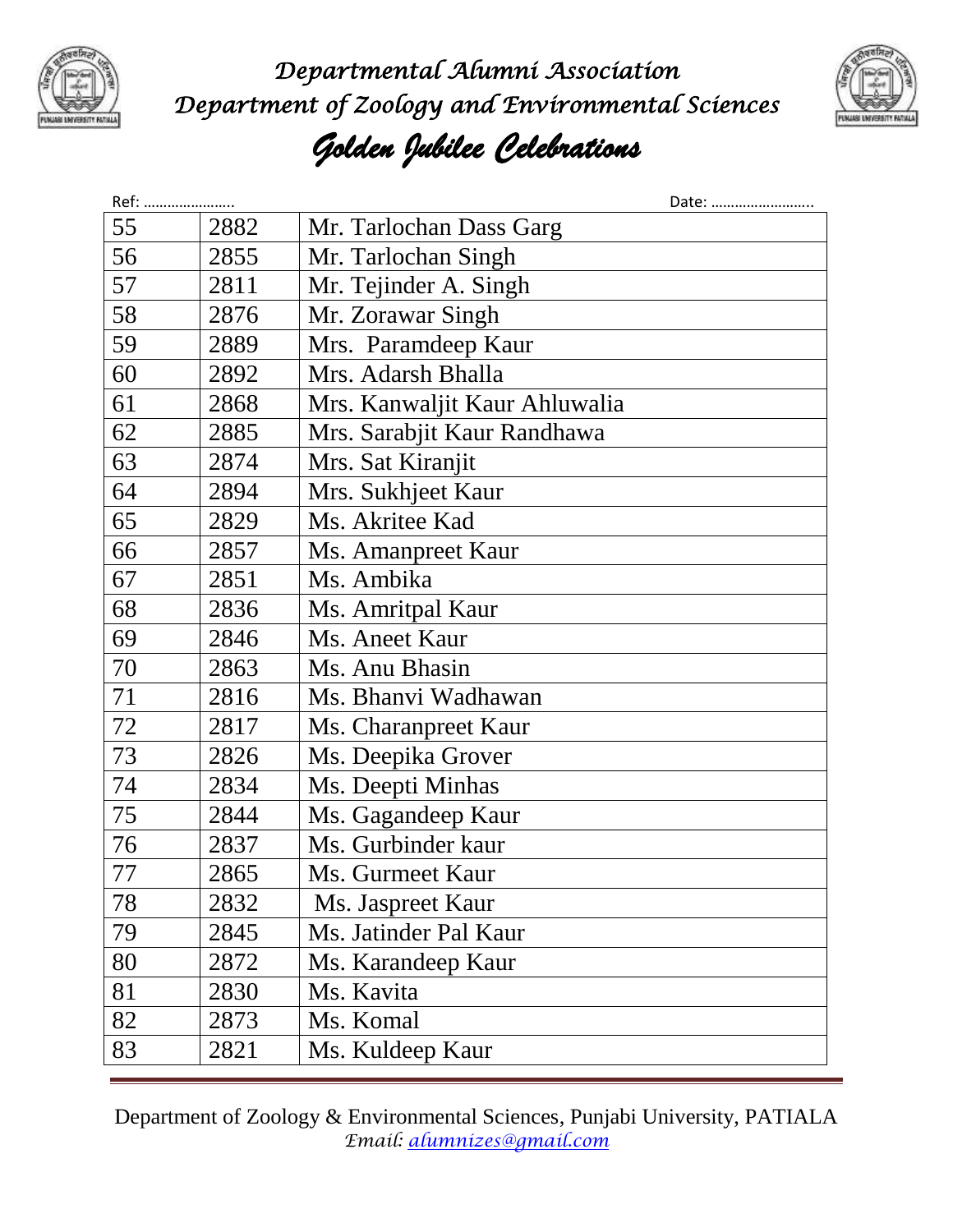# Departmental Alumni Association

## Department of Zoology and Environmental Sciences

## *Golden Jubilee Celebrations*

Ref: ………………….. Date: ……………………..

| | | |
|---|---|---|
| 55 | 2882 | Mr. Tarlochan Dass Garg |
| 56 | 2855 | Mr. Tarlochan Singh |
| 57 | 2811 | Mr. Tejinder A. Singh |
| 58 | 2876 | Mr. Zorawar Singh |
| 59 | 2889 | Mrs. Paramdeep Kaur |
| 60 | 2892 | Mrs. Adarsh Bhalla |
| 61 | 2868 | Mrs. Kanwaljit Kaur Ahluwalia |
| 62 | 2885 | Mrs. Sarabjit Kaur Randhawa |
| 63 | 2874 | Mrs. Sat Kiranjit |
| 64 | 2894 | Mrs. Sukhjeet Kaur |
| 65 | 2829 | Ms. Akritee Kad |
| 66 | 2857 | Ms. Amanpreet Kaur |
| 67 | 2851 | Ms. Ambika |
| 68 | 2836 | Ms. Amritpal Kaur |
| 69 | 2846 | Ms. Aneet Kaur |
| 70 | 2863 | Ms. Anu Bhasin |
| 71 | 2816 | Ms. Bhanvi Wadhawan |
| 72 | 2817 | Ms. Charanpreet Kaur |
| 73 | 2826 | Ms. Deepika Grover |
| 74 | 2834 | Ms. Deepti Minhas |
| 75 | 2844 | Ms. Gagandeep Kaur |
| 76 | 2837 | Ms. Gurbinder kaur |
| 77 | 2865 | Ms. Gurmeet Kaur |
| 78 | 2832 | Ms. Jaspreet Kaur |
| 79 | 2845 | Ms. Jatinder Pal Kaur |
| 80 | 2872 | Ms. Karandeep Kaur |
| 81 | 2830 | Ms. Kavita |
| 82 | 2873 | Ms. Komal |
| 83 | 2821 | Ms. Kuldeep Kaur |

Department of Zoology & Environmental Sciences, Punjabi University, PATIALA
*Email: alumnizes@gmail.com*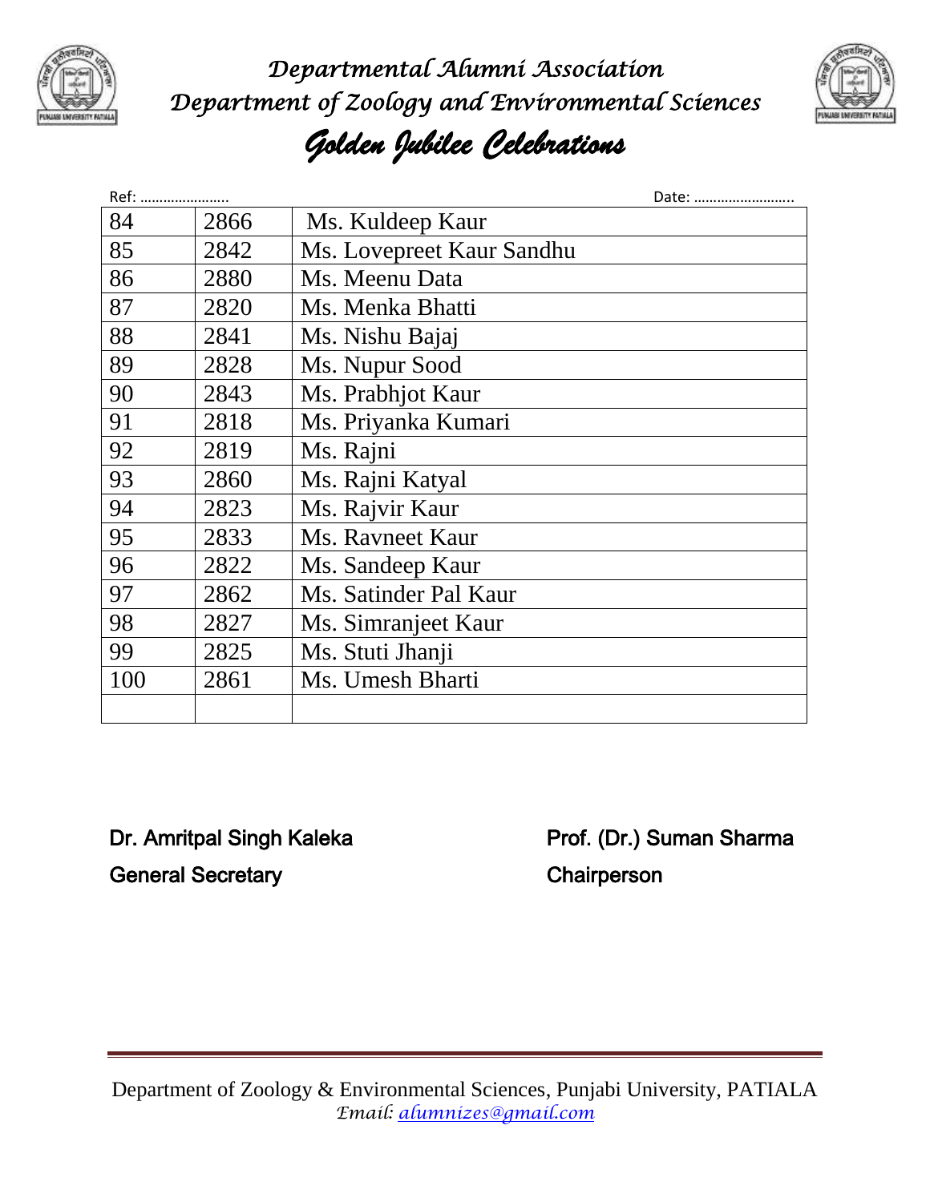Ref: ………………….. Date: ……………………..

| | | |
|---|---|---|
| 84 | 2866 | Ms. Kuldeep Kaur |
| 85 | 2842 | Ms. Lovepreet Kaur Sandhu |
| 86 | 2880 | Ms. Meenu Data |
| 87 | 2820 | Ms. Menka Bhatti |
| 88 | 2841 | Ms. Nishu Bajaj |
| 89 | 2828 | Ms. Nupur Sood |
| 90 | 2843 | Ms. Prabhjot Kaur |
| 91 | 2818 | Ms. Priyanka Kumari |
| 92 | 2819 | Ms. Rajni |
| 93 | 2860 | Ms. Rajni Katyal |
| 94 | 2823 | Ms. Rajvir Kaur |
| 95 | 2833 | Ms. Ravneet Kaur |
| 96 | 2822 | Ms. Sandeep Kaur |
| 97 | 2862 | Ms. Satinder Pal Kaur |
| 98 | 2827 | Ms. Simranjeet Kaur |
| 99 | 2825 | Ms. Stuti Jhanji |
| 100 | 2861 | Ms. Umesh Bharti |
| | | |

**Dr. Amritpal Singh Kaleka**
**General Secretary**

**Prof. (Dr.) Suman Sharma**
**Chairperson**